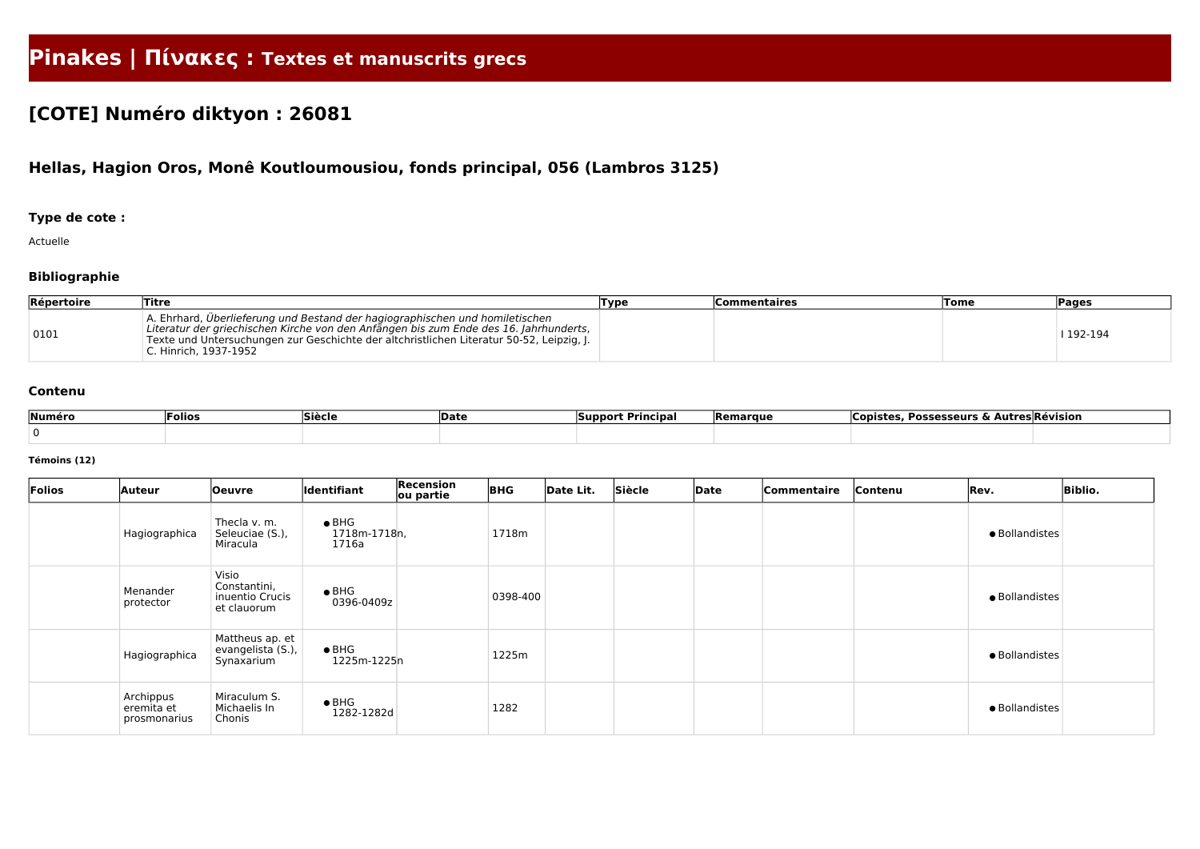# Pinakes | Πίνακες : Textes et manuscrits grecs

## [COTE] Numéro diktyon : 26081

### Hellas, Hagion Oros, Monê Koutloumousiou, fonds principal, 056 (Lambros 3125)

#### Type de cote :

Actuelle

#### Bibliographie

| Répertoire | Titre | Type | Commentaires | Tome | Pages |
|---|---|---|---|---|---|
| 0101 | A. Ehrhard, *Überlieferung und Bestand der hagiographischen und homiletischen Literatur der griechischen Kirche von den Anfängen bis zum Ende des 16. Jahrhunderts*, Texte und Untersuchungen zur Geschichte der altchristlichen Literatur 50-52, Leipzig, J. C. Hinrich, 1937-1952 | | | | I 192-194 |

#### Contenu

| Numéro | Folios | Siècle | Date | Support Principal | Remarque | Copistes, Possesseurs & Autres | Révision |
|---|---|---|---|---|---|---|---|
| 0 | | | | | | | |

##### Témoins (12)

| Folios | Auteur | Oeuvre | Identifiant | Recension ou partie | BHG | Date Lit. | Siècle | Date | Commentaire | Contenu | Rev. | Biblio. |
|---|---|---|---|---|---|---|---|---|---|---|---|---|
| | Hagiographica | Thecla v. m. Seleuciae (S.), Miracula | • BHG 1718m-1718n, 1716a | | 1718m | | | | | | • Bollandistes | |
| | Menander protector | Visio Constantini, inuentio Crucis et clauorum | • BHG 0396-0409z | | 0398-400 | | | | | | • Bollandistes | |
| | Hagiographica | Mattheus ap. et evangelista (S.), Synaxarium | • BHG 1225m-1225n | | 1225m | | | | | | • Bollandistes | |
| | Archippus eremita et prosmonarius | Miraculum S. Michaelis In Chonis | • BHG 1282-1282d | | 1282 | | | | | | • Bollandistes | |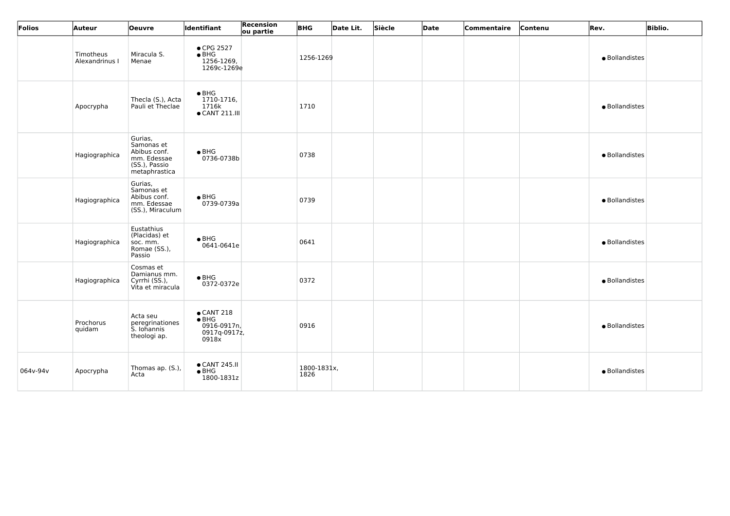| Folios | Auteur | Oeuvre | Identifiant | Recension ou partie | BHG | Date Lit. | Siècle | Date | Commentaire | Contenu | Rev. | Biblio. |
|---|---|---|---|---|---|---|---|---|---|---|---|---|
| | Timotheus Alexandrinus I | Miracula S. Menae | • CPG 2527<br>• BHG 1256-1269, 1269c-1269e | | 1256-1269 | | | | | | • Bollandistes | |
| | Apocrypha | Thecla (S.), Acta Pauli et Theclae | • BHG 1710-1716, 1716k<br>• CANT 211.III | | 1710 | | | | | | • Bollandistes | |
| | Hagiographica | Gurias, Samonas et Abibus conf. mm. Edessae (SS.), Passio metaphrastica | • BHG 0736-0738b | | 0738 | | | | | | • Bollandistes | |
| | Hagiographica | Gurias, Samonas et Abibus conf. mm. Edessae (SS.), Miraculum | • BHG 0739-0739a | | 0739 | | | | | | • Bollandistes | |
| | Hagiographica | Eustathius (Placidas) et soc. mm. Romae (SS.), Passio | • BHG 0641-0641e | | 0641 | | | | | | • Bollandistes | |
| | Hagiographica | Cosmas et Damianus mm. Cyrrhi (SS.), Vita et miracula | • BHG 0372-0372e | | 0372 | | | | | | • Bollandistes | |
| | Prochorus quidam | Acta seu peregrinationes S. Iohannis theologi ap. | • CANT 218<br>• BHG 0916-0917n, 0917q-0917z, 0918x | | 0916 | | | | | | • Bollandistes | |
| 064v-94v | Apocrypha | Thomas ap. (S.), Acta | • CANT 245.II<br>• BHG 1800-1831z | | 1800-1831x, 1826 | | | | | | • Bollandistes | |